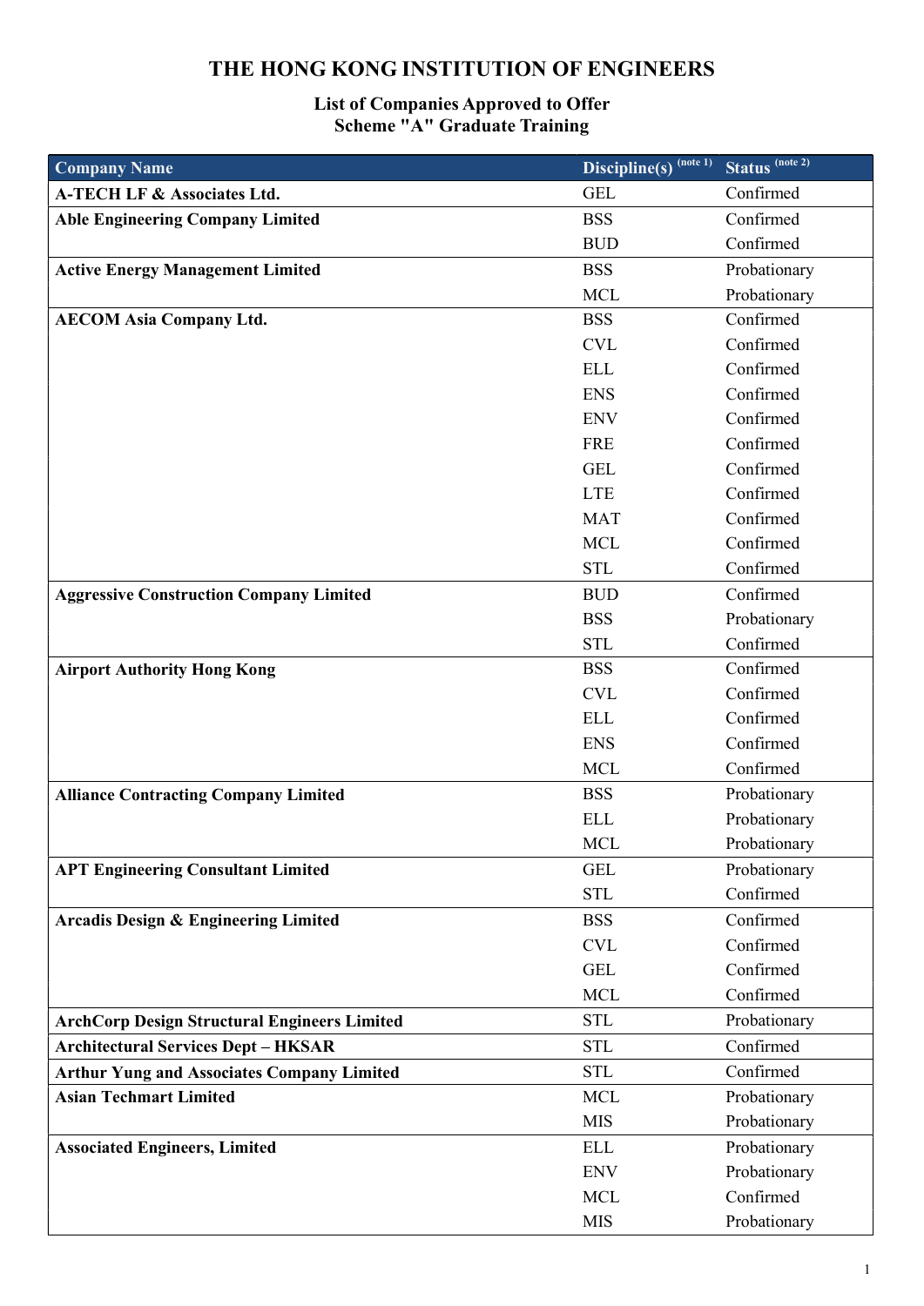# THE HONG KONG INSTITUTION OF ENGINEERS

## List of Companies Approved to Offer Scheme "A" Graduate Training

| Company Name | Discipline(s) (note 1) | Status (note 2) |
|---|---|---|
| **A-TECH LF & Associates Ltd.** | GEL | Confirmed |
| **Able Engineering Company Limited** | BSS | Confirmed |
| | BUD | Confirmed |
| **Active Energy Management Limited** | BSS | Probationary |
| | MCL | Probationary |
| **AECOM Asia Company Ltd.** | BSS | Confirmed |
| | CVL | Confirmed |
| | ELL | Confirmed |
| | ENS | Confirmed |
| | ENV | Confirmed |
| | FRE | Confirmed |
| | GEL | Confirmed |
| | LTE | Confirmed |
| | MAT | Confirmed |
| | MCL | Confirmed |
| | STL | Confirmed |
| **Aggressive Construction Company Limited** | BUD | Confirmed |
| | BSS | Probationary |
| | STL | Confirmed |
| **Airport Authority Hong Kong** | BSS | Confirmed |
| | CVL | Confirmed |
| | ELL | Confirmed |
| | ENS | Confirmed |
| | MCL | Confirmed |
| **Alliance Contracting Company Limited** | BSS | Probationary |
| | ELL | Probationary |
| | MCL | Probationary |
| **APT Engineering Consultant Limited** | GEL | Probationary |
| | STL | Confirmed |
| **Arcadis Design & Engineering Limited** | BSS | Confirmed |
| | CVL | Confirmed |
| | GEL | Confirmed |
| | MCL | Confirmed |
| **ArchCorp Design Structural Engineers Limited** | STL | Probationary |
| **Architectural Services Dept – HKSAR** | STL | Confirmed |
| **Arthur Yung and Associates Company Limited** | STL | Confirmed |
| **Asian Techmart Limited** | MCL | Probationary |
| | MIS | Probationary |
| **Associated Engineers, Limited** | ELL | Probationary |
| | ENV | Probationary |
| | MCL | Confirmed |
| | MIS | Probationary |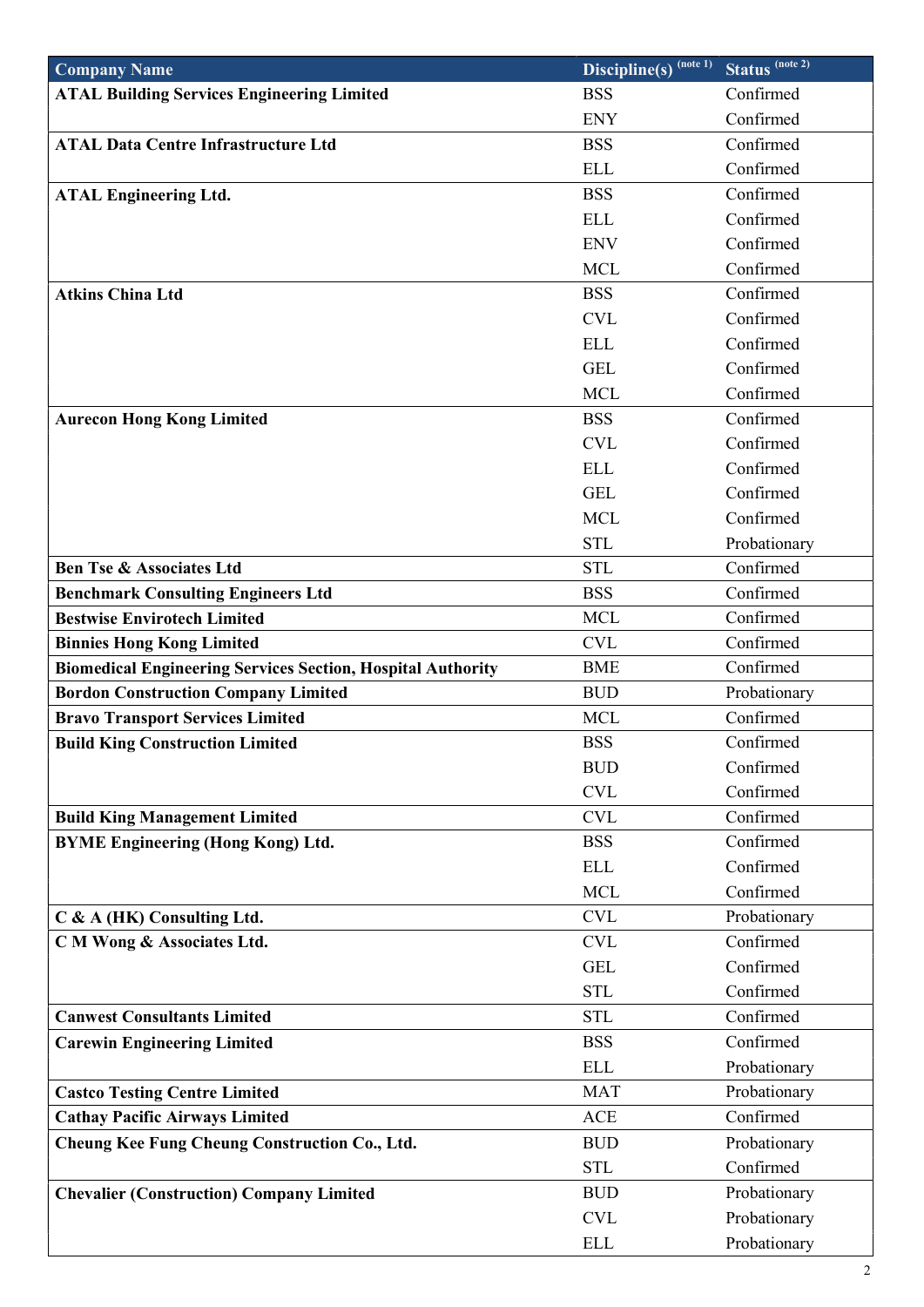| Company Name | Discipline(s) (note 1) | Status (note 2) |
| --- | --- | --- |
| **ATAL Building Services Engineering Limited** | BSS | Confirmed |
| | ENY | Confirmed |
| **ATAL Data Centre Infrastructure Ltd** | BSS | Confirmed |
| | ELL | Confirmed |
| **ATAL Engineering Ltd.** | BSS | Confirmed |
| | ELL | Confirmed |
| | ENV | Confirmed |
| | MCL | Confirmed |
| **Atkins China Ltd** | BSS | Confirmed |
| | CVL | Confirmed |
| | ELL | Confirmed |
| | GEL | Confirmed |
| | MCL | Confirmed |
| **Aurecon Hong Kong Limited** | BSS | Confirmed |
| | CVL | Confirmed |
| | ELL | Confirmed |
| | GEL | Confirmed |
| | MCL | Confirmed |
| | STL | Probationary |
| **Ben Tse & Associates Ltd** | STL | Confirmed |
| **Benchmark Consulting Engineers Ltd** | BSS | Confirmed |
| **Bestwise Envirotech Limited** | MCL | Confirmed |
| **Binnies Hong Kong Limited** | CVL | Confirmed |
| **Biomedical Engineering Services Section, Hospital Authority** | BME | Confirmed |
| **Bordon Construction Company Limited** | BUD | Probationary |
| **Bravo Transport Services Limited** | MCL | Confirmed |
| **Build King Construction Limited** | BSS | Confirmed |
| | BUD | Confirmed |
| | CVL | Confirmed |
| **Build King Management Limited** | CVL | Confirmed |
| **BYME Engineering (Hong Kong) Ltd.** | BSS | Confirmed |
| | ELL | Confirmed |
| | MCL | Confirmed |
| **C & A (HK) Consulting Ltd.** | CVL | Probationary |
| **C M Wong & Associates Ltd.** | CVL | Confirmed |
| | GEL | Confirmed |
| | STL | Confirmed |
| **Canwest Consultants Limited** | STL | Confirmed |
| **Carewin Engineering Limited** | BSS | Confirmed |
| | ELL | Probationary |
| **Castco Testing Centre Limited** | MAT | Probationary |
| **Cathay Pacific Airways Limited** | ACE | Confirmed |
| **Cheung Kee Fung Cheung Construction Co., Ltd.** | BUD | Probationary |
| | STL | Confirmed |
| **Chevalier (Construction) Company Limited** | BUD | Probationary |
| | CVL | Probationary |
| | ELL | Probationary |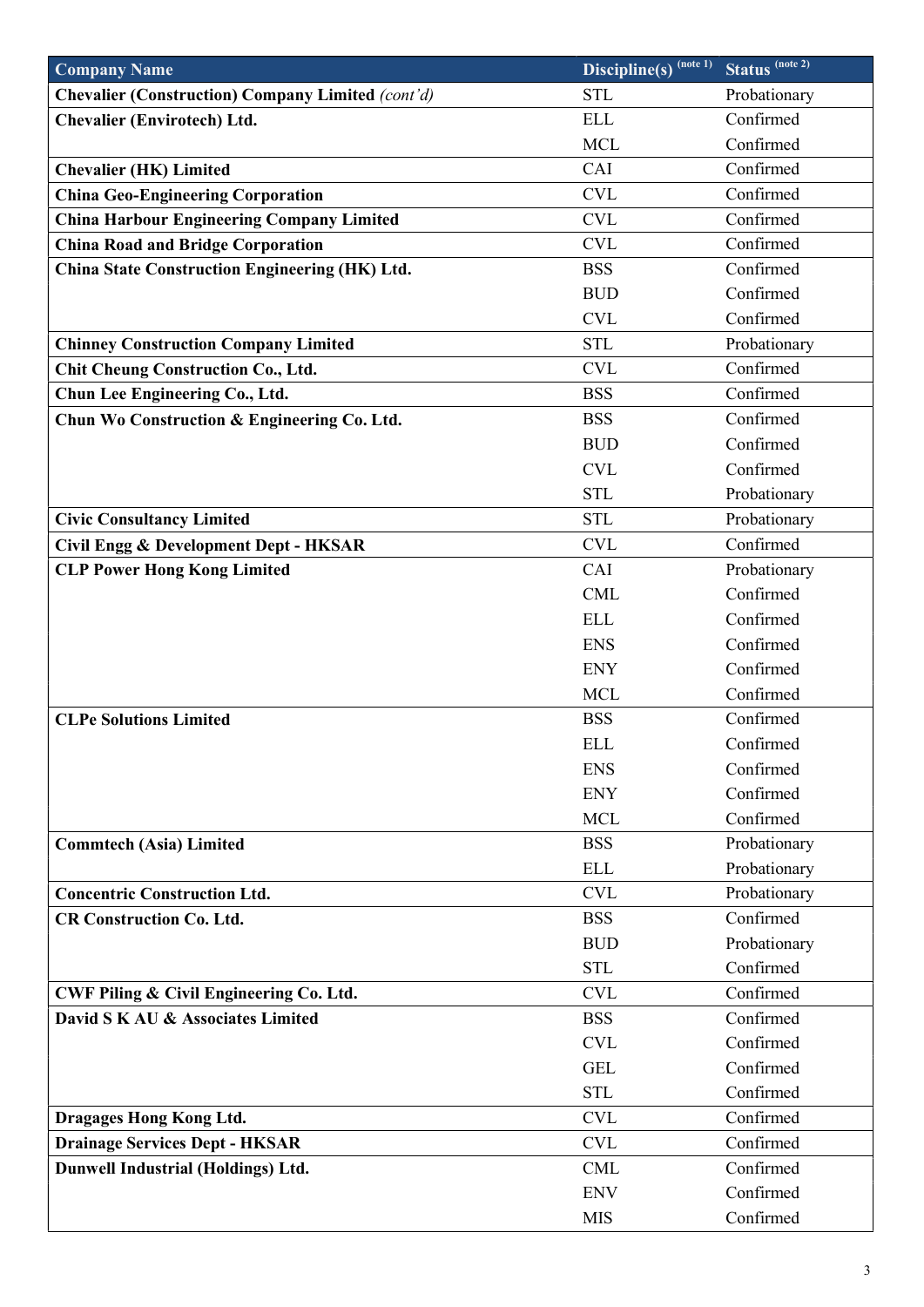| Company Name | Discipline(s) (note 1) | Status (note 2) |
|---|---|---|
| **Chevalier (Construction) Company Limited** *(cont'd)* | STL | Probationary |
| **Chevalier (Envirotech) Ltd.** | ELL | Confirmed |
| | MCL | Confirmed |
| **Chevalier (HK) Limited** | CAI | Confirmed |
| **China Geo-Engineering Corporation** | CVL | Confirmed |
| **China Harbour Engineering Company Limited** | CVL | Confirmed |
| **China Road and Bridge Corporation** | CVL | Confirmed |
| **China State Construction Engineering (HK) Ltd.** | BSS | Confirmed |
| | BUD | Confirmed |
| | CVL | Confirmed |
| **Chinney Construction Company Limited** | STL | Probationary |
| **Chit Cheung Construction Co., Ltd.** | CVL | Confirmed |
| **Chun Lee Engineering Co., Ltd.** | BSS | Confirmed |
| **Chun Wo Construction & Engineering Co. Ltd.** | BSS | Confirmed |
| | BUD | Confirmed |
| | CVL | Confirmed |
| | STL | Probationary |
| **Civic Consultancy Limited** | STL | Probationary |
| **Civil Engg & Development Dept - HKSAR** | CVL | Confirmed |
| **CLP Power Hong Kong Limited** | CAI | Probationary |
| | CML | Confirmed |
| | ELL | Confirmed |
| | ENS | Confirmed |
| | ENY | Confirmed |
| | MCL | Confirmed |
| **CLPe Solutions Limited** | BSS | Confirmed |
| | ELL | Confirmed |
| | ENS | Confirmed |
| | ENY | Confirmed |
| | MCL | Confirmed |
| **Commtech (Asia) Limited** | BSS | Probationary |
| | ELL | Probationary |
| **Concentric Construction Ltd.** | CVL | Probationary |
| **CR Construction Co. Ltd.** | BSS | Confirmed |
| | BUD | Probationary |
| | STL | Confirmed |
| **CWF Piling & Civil Engineering Co. Ltd.** | CVL | Confirmed |
| **David S K AU & Associates Limited** | BSS | Confirmed |
| | CVL | Confirmed |
| | GEL | Confirmed |
| | STL | Confirmed |
| **Dragages Hong Kong Ltd.** | CVL | Confirmed |
| **Drainage Services Dept - HKSAR** | CVL | Confirmed |
| **Dunwell Industrial (Holdings) Ltd.** | CML | Confirmed |
| | ENV | Confirmed |
| | MIS | Confirmed |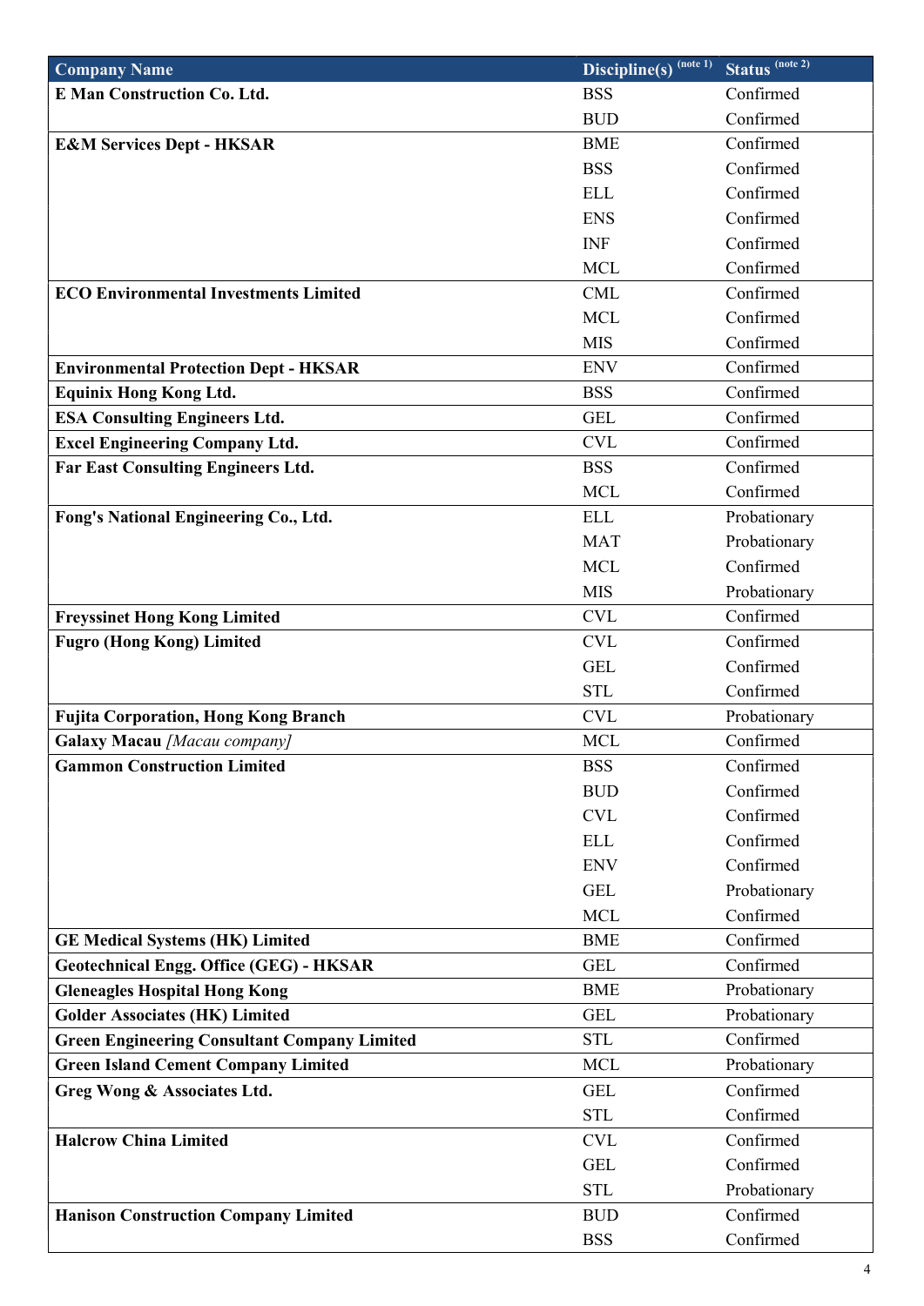| Company Name | Discipline(s) (note 1) | Status (note 2) |
|---|---|---|
| **E Man Construction Co. Ltd.** | BSS | Confirmed |
| | BUD | Confirmed |
| **E&M Services Dept - HKSAR** | BME | Confirmed |
| | BSS | Confirmed |
| | ELL | Confirmed |
| | ENS | Confirmed |
| | INF | Confirmed |
| | MCL | Confirmed |
| **ECO Environmental Investments Limited** | CML | Confirmed |
| | MCL | Confirmed |
| | MIS | Confirmed |
| **Environmental Protection Dept - HKSAR** | ENV | Confirmed |
| **Equinix Hong Kong Ltd.** | BSS | Confirmed |
| **ESA Consulting Engineers Ltd.** | GEL | Confirmed |
| **Excel Engineering Company Ltd.** | CVL | Confirmed |
| **Far East Consulting Engineers Ltd.** | BSS | Confirmed |
| | MCL | Confirmed |
| **Fong's National Engineering Co., Ltd.** | ELL | Probationary |
| | MAT | Probationary |
| | MCL | Confirmed |
| | MIS | Probationary |
| **Freyssinet Hong Kong Limited** | CVL | Confirmed |
| **Fugro (Hong Kong) Limited** | CVL | Confirmed |
| | GEL | Confirmed |
| | STL | Confirmed |
| **Fujita Corporation, Hong Kong Branch** | CVL | Probationary |
| **Galaxy Macau** *[Macau company]* | MCL | Confirmed |
| **Gammon Construction Limited** | BSS | Confirmed |
| | BUD | Confirmed |
| | CVL | Confirmed |
| | ELL | Confirmed |
| | ENV | Confirmed |
| | GEL | Probationary |
| | MCL | Confirmed |
| **GE Medical Systems (HK) Limited** | BME | Confirmed |
| **Geotechnical Engg. Office (GEG) - HKSAR** | GEL | Confirmed |
| **Gleneagles Hospital Hong Kong** | BME | Probationary |
| **Golder Associates (HK) Limited** | GEL | Probationary |
| **Green Engineering Consultant Company Limited** | STL | Confirmed |
| **Green Island Cement Company Limited** | MCL | Probationary |
| **Greg Wong & Associates Ltd.** | GEL | Confirmed |
| | STL | Confirmed |
| **Halcrow China Limited** | CVL | Confirmed |
| | GEL | Confirmed |
| | STL | Probationary |
| **Hanison Construction Company Limited** | BUD | Confirmed |
| | BSS | Confirmed |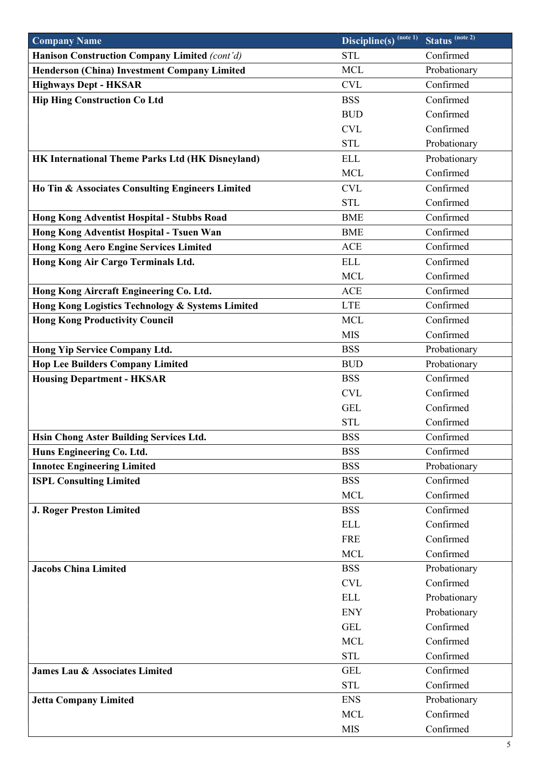| Company Name | Discipline(s) (note 1) | Status (note 2) |
|---|---|---|
| **Hanison Construction Company Limited** *(cont'd)* | STL | Confirmed |
| **Henderson (China) Investment Company Limited** | MCL | Probationary |
| **Highways Dept - HKSAR** | CVL | Confirmed |
| **Hip Hing Construction Co Ltd** | BSS | Confirmed |
| | BUD | Confirmed |
| | CVL | Confirmed |
| | STL | Probationary |
| **HK International Theme Parks Ltd (HK Disneyland)** | ELL | Probationary |
| | MCL | Confirmed |
| **Ho Tin & Associates Consulting Engineers Limited** | CVL | Confirmed |
| | STL | Confirmed |
| **Hong Kong Adventist Hospital - Stubbs Road** | BME | Confirmed |
| **Hong Kong Adventist Hospital - Tsuen Wan** | BME | Confirmed |
| **Hong Kong Aero Engine Services Limited** | ACE | Confirmed |
| **Hong Kong Air Cargo Terminals Ltd.** | ELL | Confirmed |
| | MCL | Confirmed |
| **Hong Kong Aircraft Engineering Co. Ltd.** | ACE | Confirmed |
| **Hong Kong Logistics Technology & Systems Limited** | LTE | Confirmed |
| **Hong Kong Productivity Council** | MCL | Confirmed |
| | MIS | Confirmed |
| **Hong Yip Service Company Ltd.** | BSS | Probationary |
| **Hop Lee Builders Company Limited** | BUD | Probationary |
| **Housing Department - HKSAR** | BSS | Confirmed |
| | CVL | Confirmed |
| | GEL | Confirmed |
| | STL | Confirmed |
| **Hsin Chong Aster Building Services Ltd.** | BSS | Confirmed |
| **Huns Engineering Co. Ltd.** | BSS | Confirmed |
| **Innotec Engineering Limited** | BSS | Probationary |
| **ISPL Consulting Limited** | BSS | Confirmed |
| | MCL | Confirmed |
| **J. Roger Preston Limited** | BSS | Confirmed |
| | ELL | Confirmed |
| | FRE | Confirmed |
| | MCL | Confirmed |
| **Jacobs China Limited** | BSS | Probationary |
| | CVL | Confirmed |
| | ELL | Probationary |
| | ENY | Probationary |
| | GEL | Confirmed |
| | MCL | Confirmed |
| | STL | Confirmed |
| **James Lau & Associates Limited** | GEL | Confirmed |
| | STL | Confirmed |
| **Jetta Company Limited** | ENS | Probationary |
| | MCL | Confirmed |
| | MIS | Confirmed |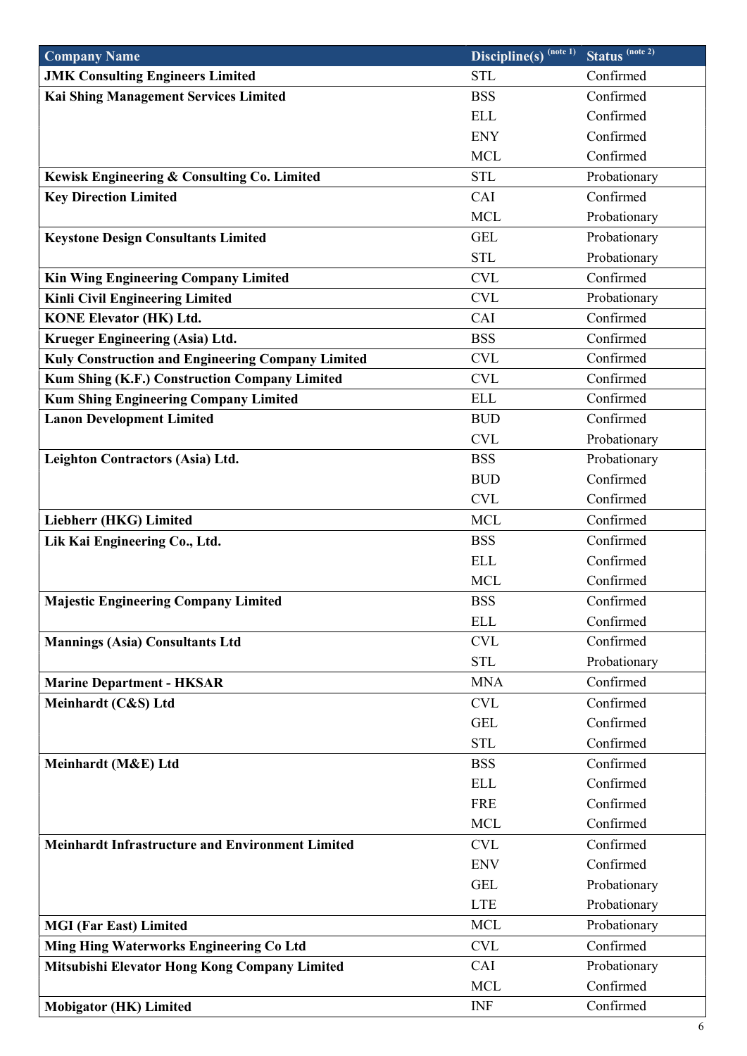| Company Name | Discipline(s) (note 1) | Status (note 2) |
|---|---|---|
| **JMK Consulting Engineers Limited** | STL | Confirmed |
| **Kai Shing Management Services Limited** | BSS | Confirmed |
| | ELL | Confirmed |
| | ENY | Confirmed |
| | MCL | Confirmed |
| **Kewisk Engineering & Consulting Co. Limited** | STL | Probationary |
| **Key Direction Limited** | CAI | Confirmed |
| | MCL | Probationary |
| **Keystone Design Consultants Limited** | GEL | Probationary |
| | STL | Probationary |
| **Kin Wing Engineering Company Limited** | CVL | Confirmed |
| **Kinli Civil Engineering Limited** | CVL | Probationary |
| **KONE Elevator (HK) Ltd.** | CAI | Confirmed |
| **Krueger Engineering (Asia) Ltd.** | BSS | Confirmed |
| **Kuly Construction and Engineering Company Limited** | CVL | Confirmed |
| **Kum Shing (K.F.) Construction Company Limited** | CVL | Confirmed |
| **Kum Shing Engineering Company Limited** | ELL | Confirmed |
| **Lanon Development Limited** | BUD | Confirmed |
| | CVL | Probationary |
| **Leighton Contractors (Asia) Ltd.** | BSS | Probationary |
| | BUD | Confirmed |
| | CVL | Confirmed |
| **Liebherr (HKG) Limited** | MCL | Confirmed |
| **Lik Kai Engineering Co., Ltd.** | BSS | Confirmed |
| | ELL | Confirmed |
| | MCL | Confirmed |
| **Majestic Engineering Company Limited** | BSS | Confirmed |
| | ELL | Confirmed |
| **Mannings (Asia) Consultants Ltd** | CVL | Confirmed |
| | STL | Probationary |
| **Marine Department - HKSAR** | MNA | Confirmed |
| **Meinhardt (C&S) Ltd** | CVL | Confirmed |
| | GEL | Confirmed |
| | STL | Confirmed |
| **Meinhardt (M&E) Ltd** | BSS | Confirmed |
| | ELL | Confirmed |
| | FRE | Confirmed |
| | MCL | Confirmed |
| **Meinhardt Infrastructure and Environment Limited** | CVL | Confirmed |
| | ENV | Confirmed |
| | GEL | Probationary |
| | LTE | Probationary |
| **MGI (Far East) Limited** | MCL | Probationary |
| **Ming Hing Waterworks Engineering Co Ltd** | CVL | Confirmed |
| **Mitsubishi Elevator Hong Kong Company Limited** | CAI | Probationary |
| | MCL | Confirmed |
| **Mobigator (HK) Limited** | INF | Confirmed |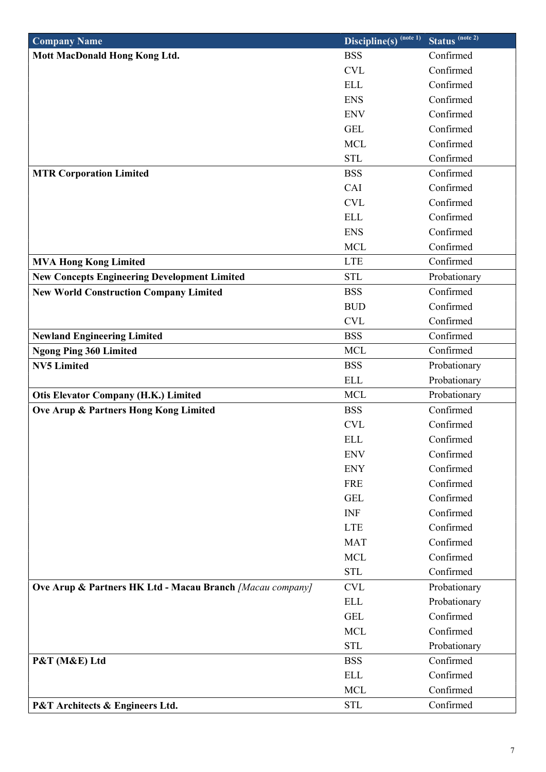| Company Name | Discipline(s) (note 1) | Status (note 2) |
|---|---|---|
| **Mott MacDonald Hong Kong Ltd.** | BSS | Confirmed |
| | CVL | Confirmed |
| | ELL | Confirmed |
| | ENS | Confirmed |
| | ENV | Confirmed |
| | GEL | Confirmed |
| | MCL | Confirmed |
| | STL | Confirmed |
| **MTR Corporation Limited** | BSS | Confirmed |
| | CAI | Confirmed |
| | CVL | Confirmed |
| | ELL | Confirmed |
| | ENS | Confirmed |
| | MCL | Confirmed |
| **MVA Hong Kong Limited** | LTE | Confirmed |
| **New Concepts Engineering Development Limited** | STL | Probationary |
| **New World Construction Company Limited** | BSS | Confirmed |
| | BUD | Confirmed |
| | CVL | Confirmed |
| **Newland Engineering Limited** | BSS | Confirmed |
| **Ngong Ping 360 Limited** | MCL | Confirmed |
| **NV5 Limited** | BSS | Probationary |
| | ELL | Probationary |
| **Otis Elevator Company (H.K.) Limited** | MCL | Probationary |
| **Ove Arup & Partners Hong Kong Limited** | BSS | Confirmed |
| | CVL | Confirmed |
| | ELL | Confirmed |
| | ENV | Confirmed |
| | ENY | Confirmed |
| | FRE | Confirmed |
| | GEL | Confirmed |
| | INF | Confirmed |
| | LTE | Confirmed |
| | MAT | Confirmed |
| | MCL | Confirmed |
| | STL | Confirmed |
| **Ove Arup & Partners HK Ltd - Macau Branch** *[Macau company]* | CVL | Probationary |
| | ELL | Probationary |
| | GEL | Confirmed |
| | MCL | Confirmed |
| | STL | Probationary |
| **P&T (M&E) Ltd** | BSS | Confirmed |
| | ELL | Confirmed |
| | MCL | Confirmed |
| **P&T Architects & Engineers Ltd.** | STL | Confirmed |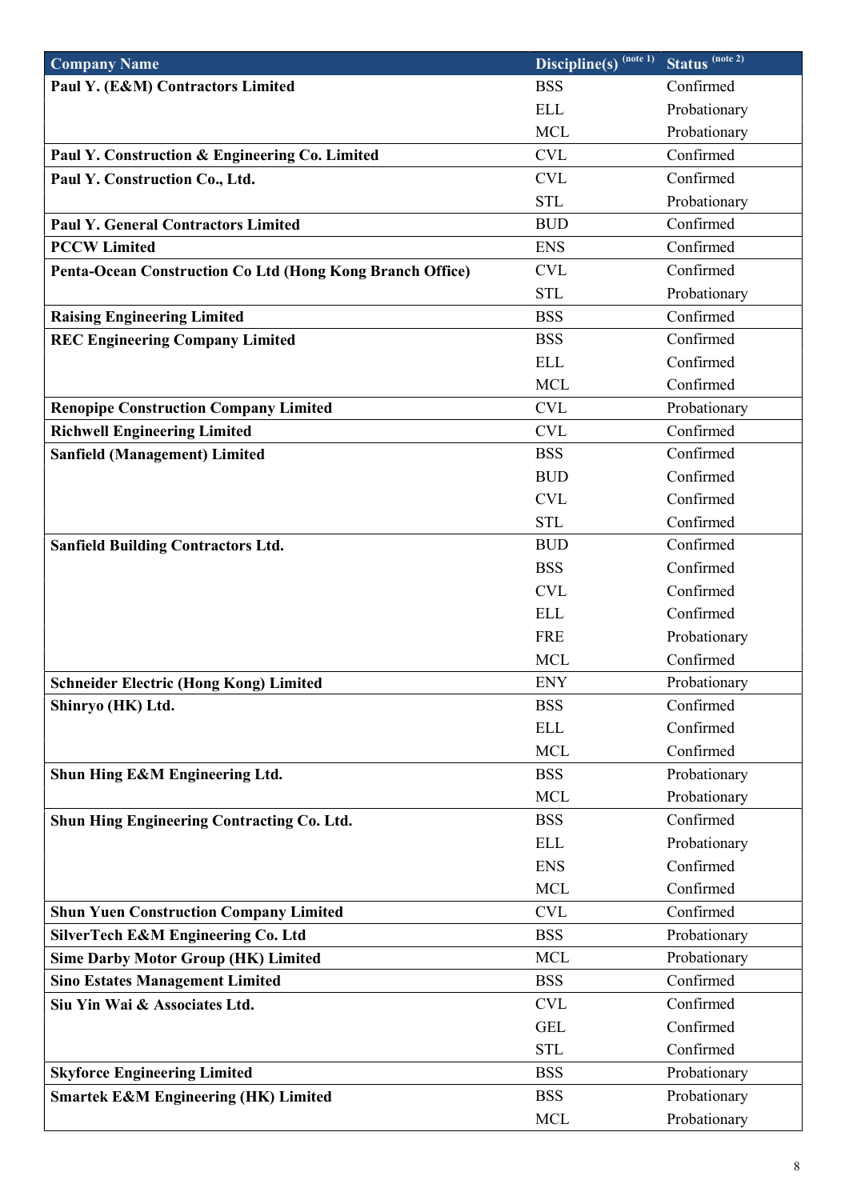| Company Name | Discipline(s) (note 1) | Status (note 2) |
|---|---|---|
| **Paul Y. (E&M) Contractors Limited** | BSS | Confirmed |
| | ELL | Probationary |
| | MCL | Probationary |
| **Paul Y. Construction & Engineering Co. Limited** | CVL | Confirmed |
| **Paul Y. Construction Co., Ltd.** | CVL | Confirmed |
| | STL | Probationary |
| **Paul Y. General Contractors Limited** | BUD | Confirmed |
| **PCCW Limited** | ENS | Confirmed |
| **Penta-Ocean Construction Co Ltd (Hong Kong Branch Office)** | CVL | Confirmed |
| | STL | Probationary |
| **Raising Engineering Limited** | BSS | Confirmed |
| **REC Engineering Company Limited** | BSS | Confirmed |
| | ELL | Confirmed |
| | MCL | Confirmed |
| **Renopipe Construction Company Limited** | CVL | Probationary |
| **Richwell Engineering Limited** | CVL | Confirmed |
| **Sanfield (Management) Limited** | BSS | Confirmed |
| | BUD | Confirmed |
| | CVL | Confirmed |
| | STL | Confirmed |
| **Sanfield Building Contractors Ltd.** | BUD | Confirmed |
| | BSS | Confirmed |
| | CVL | Confirmed |
| | ELL | Confirmed |
| | FRE | Probationary |
| | MCL | Confirmed |
| **Schneider Electric (Hong Kong) Limited** | ENY | Probationary |
| **Shinryo (HK) Ltd.** | BSS | Confirmed |
| | ELL | Confirmed |
| | MCL | Confirmed |
| **Shun Hing E&M Engineering Ltd.** | BSS | Probationary |
| | MCL | Probationary |
| **Shun Hing Engineering Contracting Co. Ltd.** | BSS | Confirmed |
| | ELL | Probationary |
| | ENS | Confirmed |
| | MCL | Confirmed |
| **Shun Yuen Construction Company Limited** | CVL | Confirmed |
| **SilverTech E&M Engineering Co. Ltd** | BSS | Probationary |
| **Sime Darby Motor Group (HK) Limited** | MCL | Probationary |
| **Sino Estates Management Limited** | BSS | Confirmed |
| **Siu Yin Wai & Associates Ltd.** | CVL | Confirmed |
| | GEL | Confirmed |
| | STL | Confirmed |
| **Skyforce Engineering Limited** | BSS | Probationary |
| **Smartek E&M Engineering (HK) Limited** | BSS | Probationary |
| | MCL | Probationary |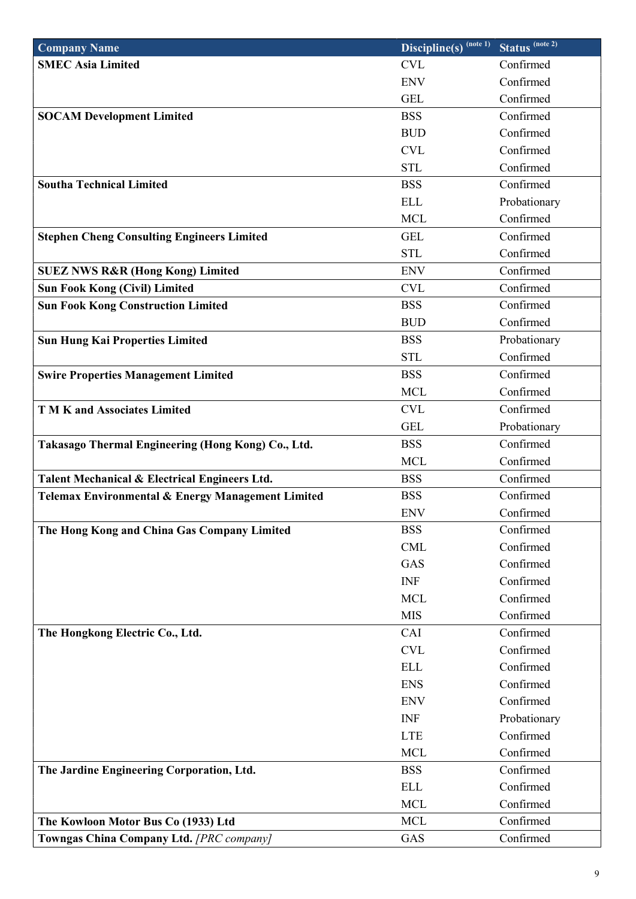| Company Name | Discipline(s) (note 1) | Status (note 2) |
|---|---|---|
| **SMEC Asia Limited** | CVL | Confirmed |
| | ENV | Confirmed |
| | GEL | Confirmed |
| **SOCAM Development Limited** | BSS | Confirmed |
| | BUD | Confirmed |
| | CVL | Confirmed |
| | STL | Confirmed |
| **Southa Technical Limited** | BSS | Confirmed |
| | ELL | Probationary |
| | MCL | Confirmed |
| **Stephen Cheng Consulting Engineers Limited** | GEL | Confirmed |
| | STL | Confirmed |
| **SUEZ NWS R&R (Hong Kong) Limited** | ENV | Confirmed |
| **Sun Fook Kong (Civil) Limited** | CVL | Confirmed |
| **Sun Fook Kong Construction Limited** | BSS | Confirmed |
| | BUD | Confirmed |
| **Sun Hung Kai Properties Limited** | BSS | Probationary |
| | STL | Confirmed |
| **Swire Properties Management Limited** | BSS | Confirmed |
| | MCL | Confirmed |
| **T M K and Associates Limited** | CVL | Confirmed |
| | GEL | Probationary |
| **Takasago Thermal Engineering (Hong Kong) Co., Ltd.** | BSS | Confirmed |
| | MCL | Confirmed |
| **Talent Mechanical & Electrical Engineers Ltd.** | BSS | Confirmed |
| **Telemax Environmental & Energy Management Limited** | BSS | Confirmed |
| | ENV | Confirmed |
| **The Hong Kong and China Gas Company Limited** | BSS | Confirmed |
| | CML | Confirmed |
| | GAS | Confirmed |
| | INF | Confirmed |
| | MCL | Confirmed |
| | MIS | Confirmed |
| **The Hongkong Electric Co., Ltd.** | CAI | Confirmed |
| | CVL | Confirmed |
| | ELL | Confirmed |
| | ENS | Confirmed |
| | ENV | Confirmed |
| | INF | Probationary |
| | LTE | Confirmed |
| | MCL | Confirmed |
| **The Jardine Engineering Corporation, Ltd.** | BSS | Confirmed |
| | ELL | Confirmed |
| | MCL | Confirmed |
| **The Kowloon Motor Bus Co (1933) Ltd** | MCL | Confirmed |
| **Towngas China Company Ltd.** *[PRC company]* | GAS | Confirmed |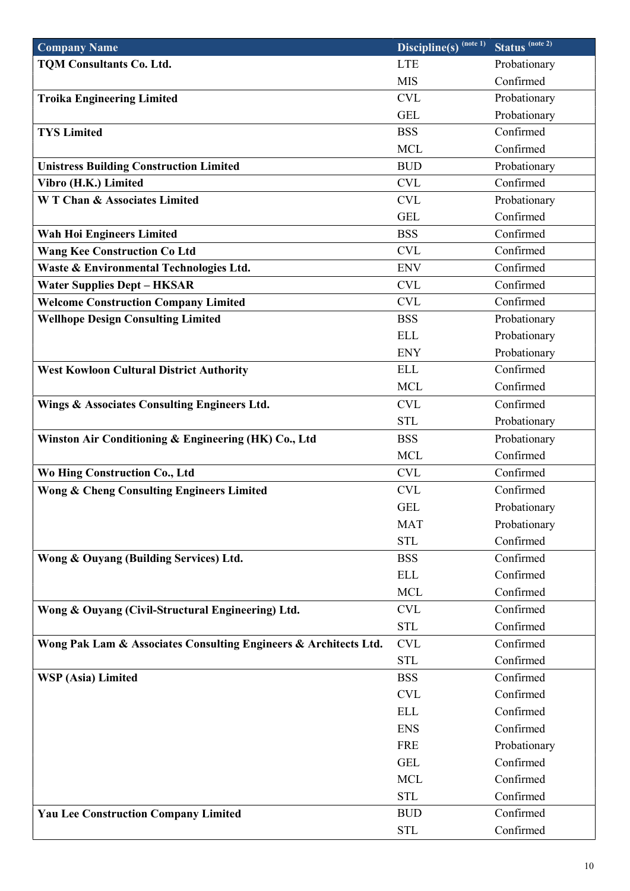| Company Name | Discipline(s) (note 1) | Status (note 2) |
|---|---|---|
| **TQM Consultants Co. Ltd.** | LTE | Probationary |
| | MIS | Confirmed |
| **Troika Engineering Limited** | CVL | Probationary |
| | GEL | Probationary |
| **TYS Limited** | BSS | Confirmed |
| | MCL | Confirmed |
| **Unistress Building Construction Limited** | BUD | Probationary |
| **Vibro (H.K.) Limited** | CVL | Confirmed |
| **W T Chan & Associates Limited** | CVL | Probationary |
| | GEL | Confirmed |
| **Wah Hoi Engineers Limited** | BSS | Confirmed |
| **Wang Kee Construction Co Ltd** | CVL | Confirmed |
| **Waste & Environmental Technologies Ltd.** | ENV | Confirmed |
| **Water Supplies Dept – HKSAR** | CVL | Confirmed |
| **Welcome Construction Company Limited** | CVL | Confirmed |
| **Wellhope Design Consulting Limited** | BSS | Probationary |
| | ELL | Probationary |
| | ENY | Probationary |
| **West Kowloon Cultural District Authority** | ELL | Confirmed |
| | MCL | Confirmed |
| **Wings & Associates Consulting Engineers Ltd.** | CVL | Confirmed |
| | STL | Probationary |
| **Winston Air Conditioning & Engineering (HK) Co., Ltd** | BSS | Probationary |
| | MCL | Confirmed |
| **Wo Hing Construction Co., Ltd** | CVL | Confirmed |
| **Wong & Cheng Consulting Engineers Limited** | CVL | Confirmed |
| | GEL | Probationary |
| | MAT | Probationary |
| | STL | Confirmed |
| **Wong & Ouyang (Building Services) Ltd.** | BSS | Confirmed |
| | ELL | Confirmed |
| | MCL | Confirmed |
| **Wong & Ouyang (Civil-Structural Engineering) Ltd.** | CVL | Confirmed |
| | STL | Confirmed |
| **Wong Pak Lam & Associates Consulting Engineers & Architects Ltd.** | CVL | Confirmed |
| | STL | Confirmed |
| **WSP (Asia) Limited** | BSS | Confirmed |
| | CVL | Confirmed |
| | ELL | Confirmed |
| | ENS | Confirmed |
| | FRE | Probationary |
| | GEL | Confirmed |
| | MCL | Confirmed |
| | STL | Confirmed |
| **Yau Lee Construction Company Limited** | BUD | Confirmed |
| | STL | Confirmed |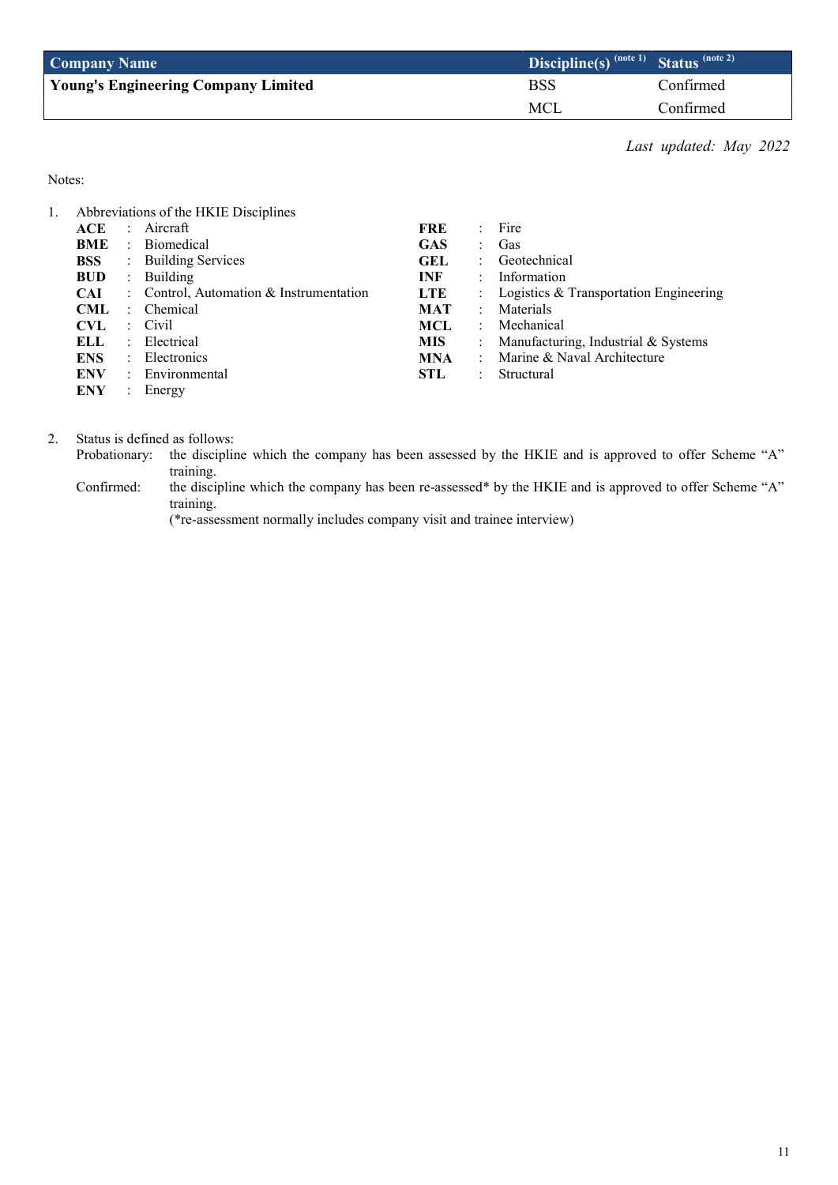| Company Name | Discipline(s) (note 1) | Status (note 2) |
| --- | --- | --- |
| **Young's Engineering Company Limited** | BSS | Confirmed |
| | MCL | Confirmed |

*Last updated: May 2022*

Notes:

1. Abbreviations of the HKIE Disciplines

| | | |
| --- | --- | --- |
| **ACE** | : | Aircraft |
| **BME** | : | Biomedical |
| **BSS** | : | Building Services |
| **BUD** | : | Building |
| **CAI** | : | Control, Automation & Instrumentation |
| **CML** | : | Chemical |
| **CVL** | : | Civil |
| **ELL** | : | Electrical |
| **ENS** | : | Electronics |
| **ENV** | : | Environmental |
| **ENY** | : | Energy |
| **FRE** | : | Fire |
| **GAS** | : | Gas |
| **GEL** | : | Geotechnical |
| **INF** | : | Information |
| **LTE** | : | Logistics & Transportation Engineering |
| **MAT** | : | Materials |
| **MCL** | : | Mechanical |
| **MIS** | : | Manufacturing, Industrial & Systems |
| **MNA** | : | Marine & Naval Architecture |
| **STL** | : | Structural |

2. Status is defined as follows:

   Probationary: the discipline which the company has been assessed by the HKIE and is approved to offer Scheme "A" training.

   Confirmed: the discipline which the company has been re-assessed* by the HKIE and is approved to offer Scheme "A" training.
   (*re-assessment normally includes company visit and trainee interview)